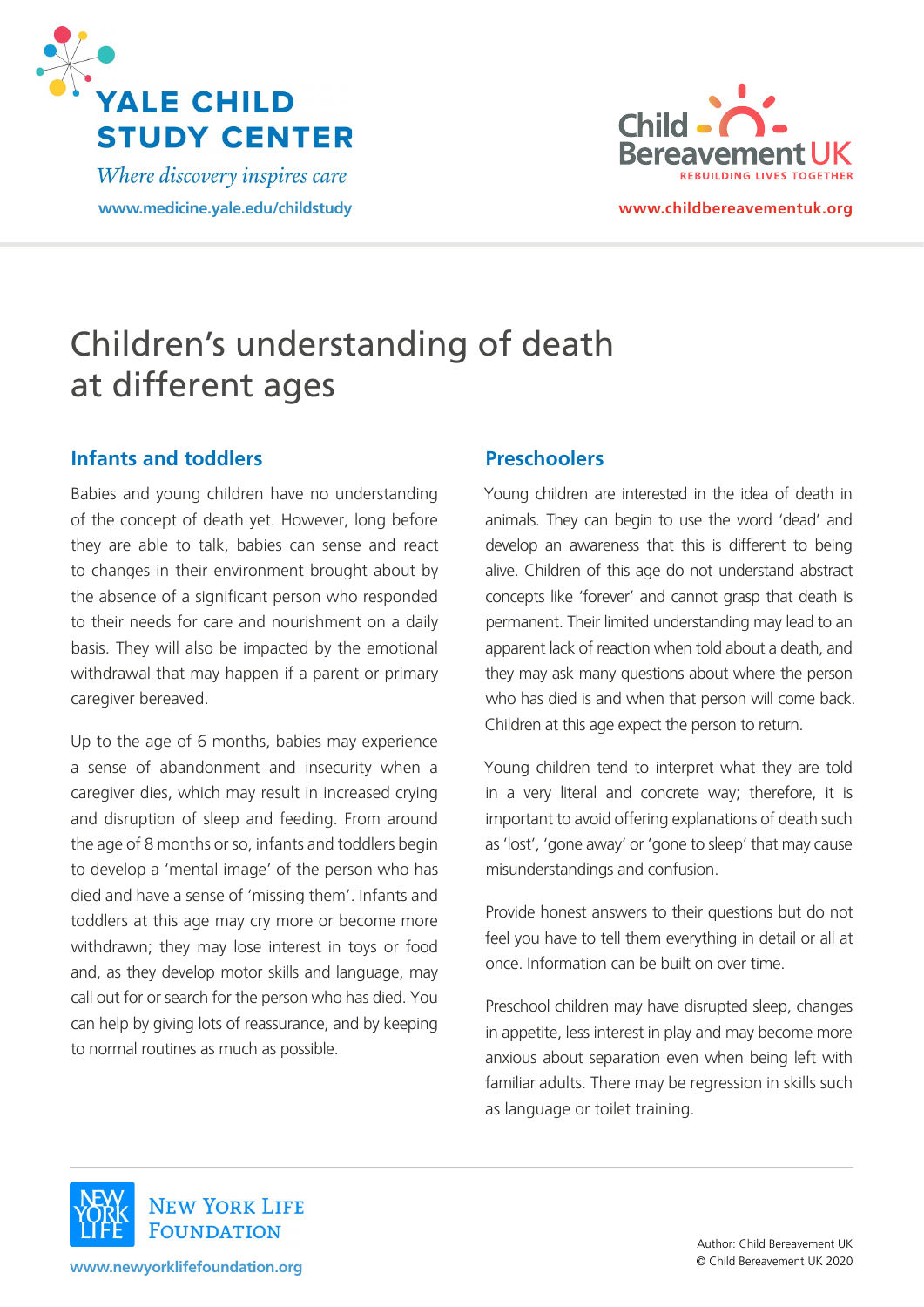YALE CHILD STUDY CENTER

*Where discovery inspires care*

www.medicine.yale.edu/childstudy

Child Bereavement UK

REBUILDING LIVES TOGETHER

www.childbereavementuk.org

# Children's understanding of death at different ages

## Infants and toddlers

Babies and young children have no understanding of the concept of death yet. However, long before they are able to talk, babies can sense and react to changes in their environment brought about by the absence of a significant person who responded to their needs for care and nourishment on a daily basis. They will also be impacted by the emotional withdrawal that may happen if a parent or primary caregiver bereaved.

Up to the age of 6 months, babies may experience a sense of abandonment and insecurity when a caregiver dies, which may result in increased crying and disruption of sleep and feeding. From around the age of 8 months or so, infants and toddlers begin to develop a 'mental image' of the person who has died and have a sense of 'missing them'. Infants and toddlers at this age may cry more or become more withdrawn; they may lose interest in toys or food and, as they develop motor skills and language, may call out for or search for the person who has died. You can help by giving lots of reassurance, and by keeping to normal routines as much as possible.

## Preschoolers

Young children are interested in the idea of death in animals. They can begin to use the word 'dead' and develop an awareness that this is different to being alive. Children of this age do not understand abstract concepts like 'forever' and cannot grasp that death is permanent. Their limited understanding may lead to an apparent lack of reaction when told about a death, and they may ask many questions about where the person who has died is and when that person will come back. Children at this age expect the person to return.

Young children tend to interpret what they are told in a very literal and concrete way; therefore, it is important to avoid offering explanations of death such as 'lost', 'gone away' or 'gone to sleep' that may cause misunderstandings and confusion.

Provide honest answers to their questions but do not feel you have to tell them everything in detail or all at once. Information can be built on over time.

Preschool children may have disrupted sleep, changes in appetite, less interest in play and may become more anxious about separation even when being left with familiar adults. There may be regression in skills such as language or toilet training.

NEW YORK LIFE FOUNDATION

www.newyorklifefoundation.org

Author: Child Bereavement UK
© Child Bereavement UK 2020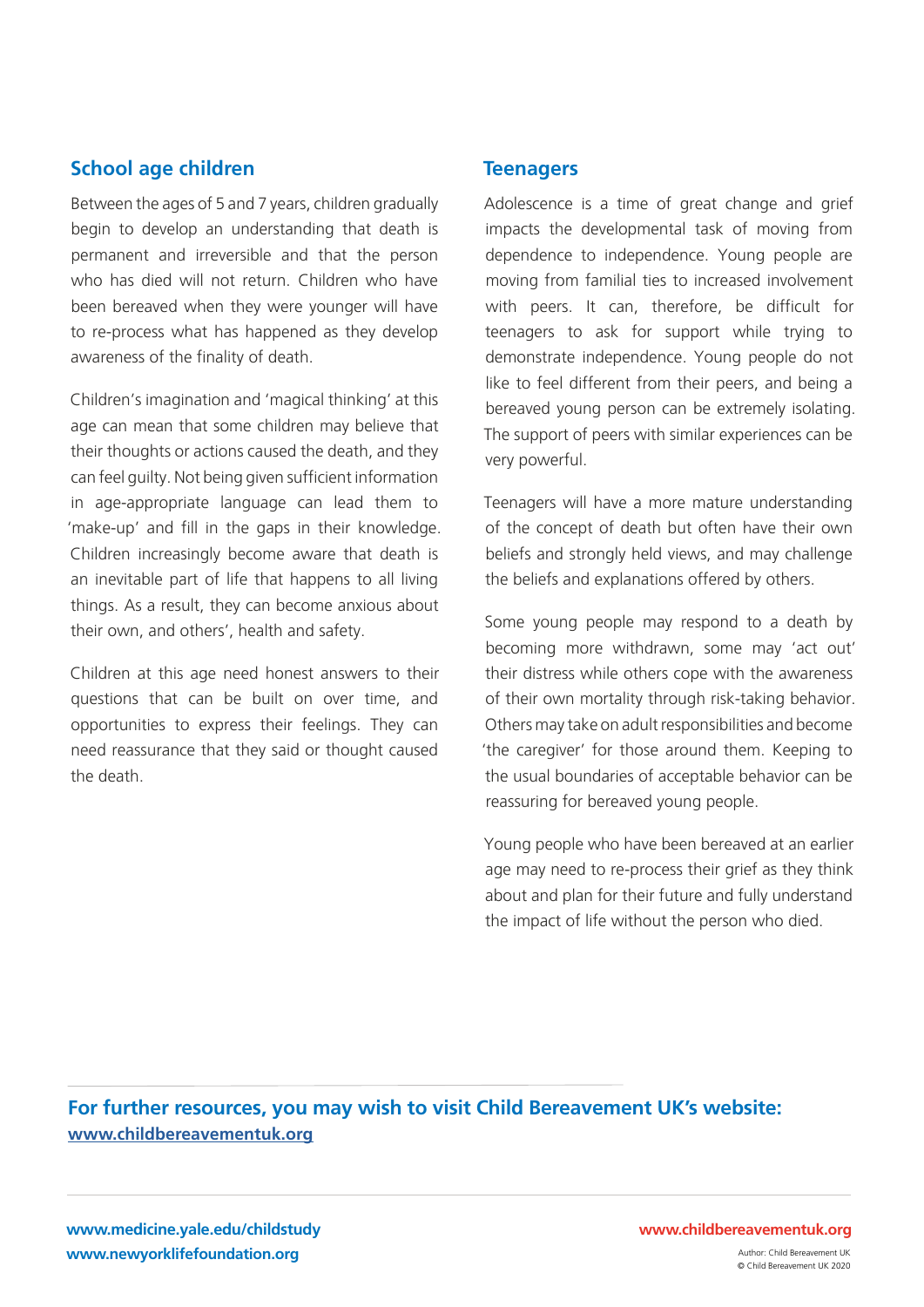## School age children

Between the ages of 5 and 7 years, children gradually begin to develop an understanding that death is permanent and irreversible and that the person who has died will not return. Children who have been bereaved when they were younger will have to re-process what has happened as they develop awareness of the finality of death.

Children's imagination and 'magical thinking' at this age can mean that some children may believe that their thoughts or actions caused the death, and they can feel guilty. Not being given sufficient information in age-appropriate language can lead them to 'make-up' and fill in the gaps in their knowledge. Children increasingly become aware that death is an inevitable part of life that happens to all living things. As a result, they can become anxious about their own, and others', health and safety.

Children at this age need honest answers to their questions that can be built on over time, and opportunities to express their feelings. They can need reassurance that they said or thought caused the death.

## Teenagers

Adolescence is a time of great change and grief impacts the developmental task of moving from dependence to independence. Young people are moving from familial ties to increased involvement with peers. It can, therefore, be difficult for teenagers to ask for support while trying to demonstrate independence. Young people do not like to feel different from their peers, and being a bereaved young person can be extremely isolating. The support of peers with similar experiences can be very powerful.

Teenagers will have a more mature understanding of the concept of death but often have their own beliefs and strongly held views, and may challenge the beliefs and explanations offered by others.

Some young people may respond to a death by becoming more withdrawn, some may 'act out' their distress while others cope with the awareness of their own mortality through risk-taking behavior. Others may take on adult responsibilities and become 'the caregiver' for those around them. Keeping to the usual boundaries of acceptable behavior can be reassuring for bereaved young people.

Young people who have been bereaved at an earlier age may need to re-process their grief as they think about and plan for their future and fully understand the impact of life without the person who died.

**For further resources, you may wish to visit Child Bereavement UK's website:**
**www.childbereavementuk.org**

**www.medicine.yale.edu/childstudy**
**www.newyorklifefoundation.org**

**www.childbereavementuk.org**

Author: Child Bereavement UK
© Child Bereavement UK 2020